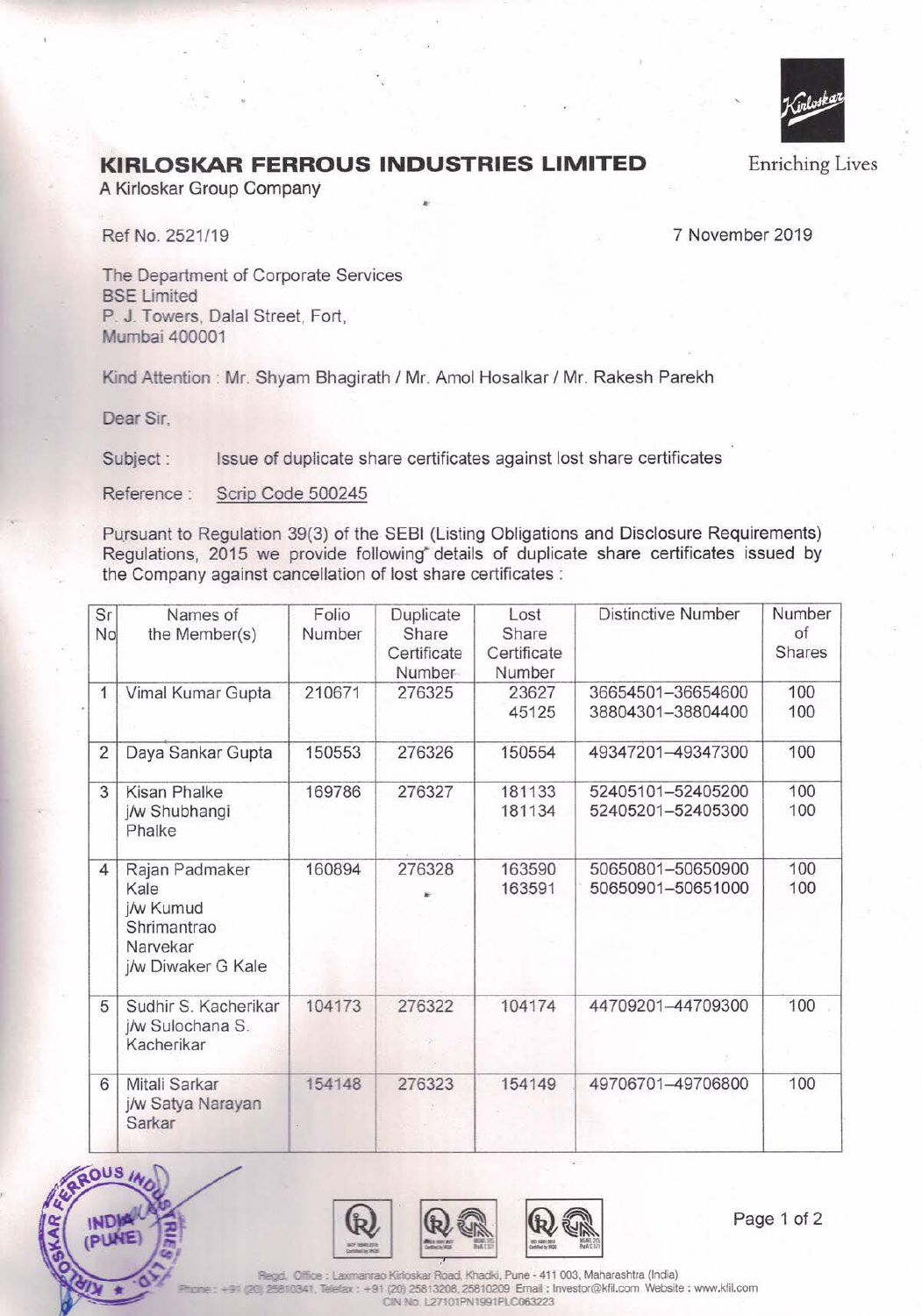# KIRLOSKAR FERROUS INDUSTRIES LIMITED

A Kirloskar Group Company

Enriching Lives

Ref No. 2521/19

7 November 2019

The Department of Corporate Services
BSE Limited
P. J. Towers, Dalal Street, Fort,
Mumbai 400001

Kind Attention : Mr. Shyam Bhagirath / Mr. Amol Hosalkar / Mr. Rakesh Parekh

Dear Sir,

Subject : Issue of duplicate share certificates against lost share certificates

Reference : Scrip Code 500245

Pursuant to Regulation 39(3) of the SEBI (Listing Obligations and Disclosure Requirements) Regulations, 2015 we provide following details of duplicate share certificates issued by the Company against cancellation of lost share certificates :

| Sr No | Names of the Member(s) | Folio Number | Duplicate Share Certificate Number | Lost Share Certificate Number | Distinctive Number | Number of Shares |
|---|---|---|---|---|---|---|
| 1 | Vimal Kumar Gupta | 210671 | 276325 | 23627<br>45125 | 36654501–36654600<br>38804301–38804400 | 100<br>100 |
| 2 | Daya Sankar Gupta | 150553 | 276326 | 150554 | 49347201–49347300 | 100 |
| 3 | Kisan Phalke j/w Shubhangi Phalke | 169786 | 276327 | 181133<br>181134 | 52405101–52405200<br>52405201–52405300 | 100<br>100 |
| 4 | Rajan Padmaker Kale j/w Kumud Shrimantrao Narvekar j/w Diwaker G Kale | 160894 | 276328 | 163590<br>163591 | 50650801–50650900<br>50650901–50651000 | 100<br>100 |
| 5 | Sudhir S. Kacherikar j/w Sulochana S. Kacherikar | 104173 | 276322 | 104174 | 44709201–44709300 | 100 |
| 6 | Mitali Sarkar j/w Satya Narayan Sarkar | 154148 | 276323 | 154149 | 49706701–49706800 | 100 |

Regd. Office : Laxmanrao Kirloskar Road, Khadki, Pune - 411 003, Maharashtra (India)
Phone : +91 (20) 25810341, Telefax : +91 (20) 25813208, 25810209 Email : Investor@kfil.com Website : www.kfil.com
CIN No. L27101PN1991PLC063223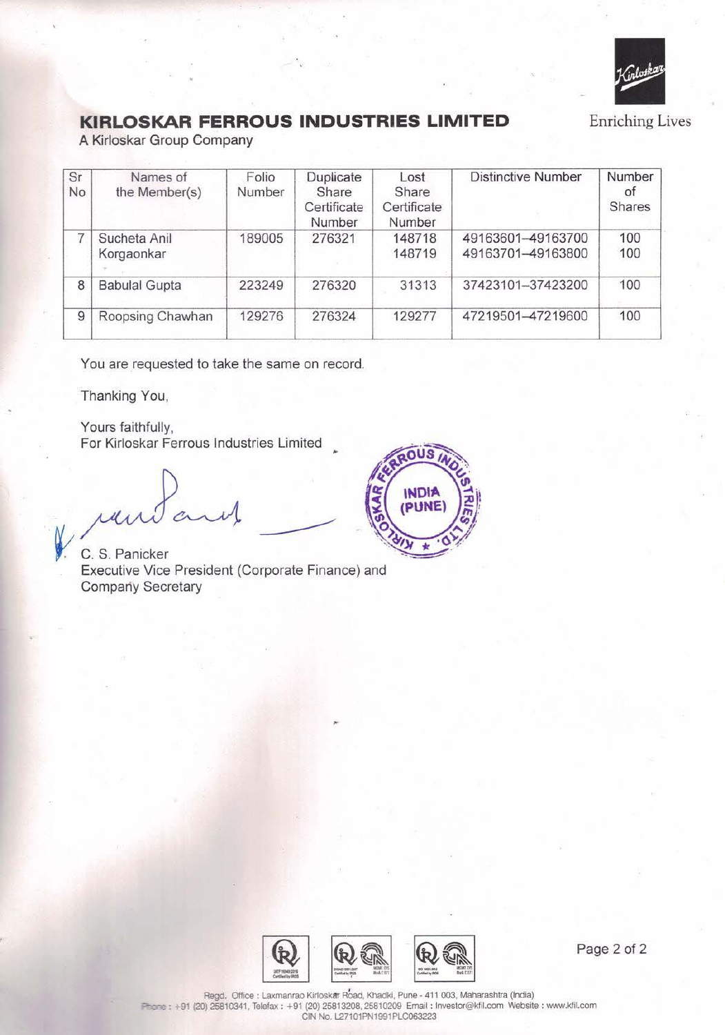# KIRLOSKAR FERROUS INDUSTRIES LIMITED

A Kirloskar Group Company

Enriching Lives

| Sr No | Names of the Member(s) | Folio Number | Duplicate Share Certificate Number | Lost Share Certificate Number | Distinctive Number | Number of Shares |
|---|---|---|---|---|---|---|
| 7 | Sucheta Anil Korgaonkar | 189005 | 276321 | 148718<br>148719 | 49163601–49163700<br>49163701–49163800 | 100<br>100 |
| 8 | Babulal Gupta | 223249 | 276320 | 31313 | 37423101–37423200 | 100 |
| 9 | Roopsing Chawhan | 129276 | 276324 | 129277 | 47219501–47219600 | 100 |

You are requested to take the same on record.

Thanking You,

Yours faithfully,
For Kirloskar Ferrous Industries Limited

C. S. Panicker
Executive Vice President (Corporate Finance) and
Company Secretary

Regd. Office : Laxmanrao Kirloskar Road, Khadki, Pune - 411 003, Maharashtra (India)
Phone : +91 (20) 25810341, Telefax : +91 (20) 25813208, 25810209 Email : investor@kfil.com Website : www.kfil.com
CIN No. L27101PN1991PLC063223